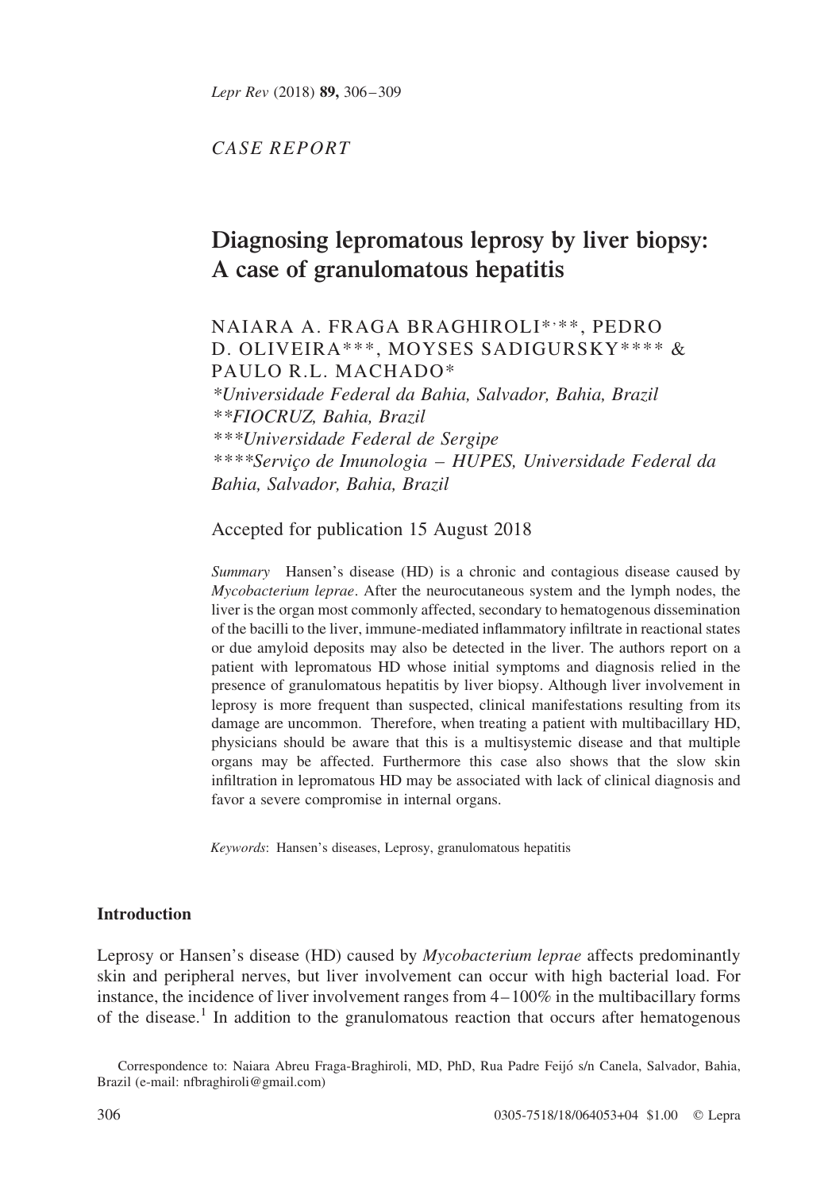*CASE REPORT*

# Diagnosing lepromatous leprosy by liver biopsy: A case of granulomatous hepatitis

NAIARA A. FRAGA BRAGHIROLI*,**, PEDRO D. OLIVEIRA***, MOYSES SADIGURSKY**** & PAULO R.L. MACHADO*

*\*Universidade Federal da Bahia, Salvador, Bahia, Brazil*
*\*\*FIOCRUZ, Bahia, Brazil*
*\*\*\*Universidade Federal de Sergipe*
*\*\*\*\*Serviço de Imunologia – HUPES, Universidade Federal da Bahia, Salvador, Bahia, Brazil*

Accepted for publication 15 August 2018

*Summary* Hansen's disease (HD) is a chronic and contagious disease caused by *Mycobacterium leprae*. After the neurocutaneous system and the lymph nodes, the liver is the organ most commonly affected, secondary to hematogenous dissemination of the bacilli to the liver, immune-mediated inflammatory infiltrate in reactional states or due amyloid deposits may also be detected in the liver. The authors report on a patient with lepromatous HD whose initial symptoms and diagnosis relied in the presence of granulomatous hepatitis by liver biopsy. Although liver involvement in leprosy is more frequent than suspected, clinical manifestations resulting from its damage are uncommon. Therefore, when treating a patient with multibacillary HD, physicians should be aware that this is a multisystemic disease and that multiple organs may be affected. Furthermore this case also shows that the slow skin infiltration in lepromatous HD may be associated with lack of clinical diagnosis and favor a severe compromise in internal organs.

*Keywords*: Hansen's diseases, Leprosy, granulomatous hepatitis

## Introduction

Leprosy or Hansen's disease (HD) caused by *Mycobacterium leprae* affects predominantly skin and peripheral nerves, but liver involvement can occur with high bacterial load. For instance, the incidence of liver involvement ranges from 4–100% in the multibacillary forms of the disease.[1] In addition to the granulomatous reaction that occurs after hematogenous

Correspondence to: Naiara Abreu Fraga-Braghiroli, MD, PhD, Rua Padre Feijó s/n Canela, Salvador, Bahia, Brazil (e-mail: nfbraghiroli@gmail.com)

0305-7518/18/064053+04 $1.00 © Lepra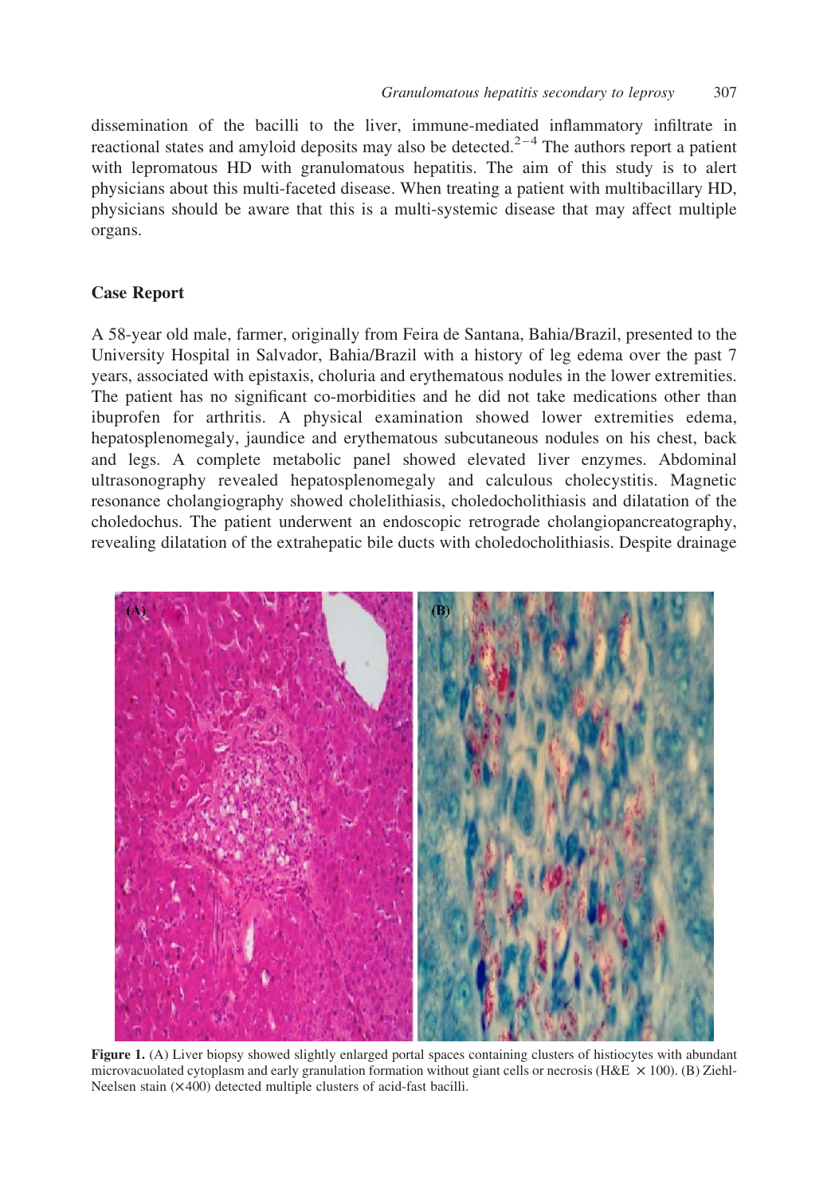dissemination of the bacilli to the liver, immune-mediated inflammatory infiltrate in reactional states and amyloid deposits may also be detected.[2–4] The authors report a patient with lepromatous HD with granulomatous hepatitis. The aim of this study is to alert physicians about this multi-faceted disease. When treating a patient with multibacillary HD, physicians should be aware that this is a multi-systemic disease that may affect multiple organs.

## Case Report

A 58-year old male, farmer, originally from Feira de Santana, Bahia/Brazil, presented to the University Hospital in Salvador, Bahia/Brazil with a history of leg edema over the past 7 years, associated with epistaxis, choluria and erythematous nodules in the lower extremities. The patient has no significant co-morbidities and he did not take medications other than ibuprofen for arthritis. A physical examination showed lower extremities edema, hepatosplenomegaly, jaundice and erythematous subcutaneous nodules on his chest, back and legs. A complete metabolic panel showed elevated liver enzymes. Abdominal ultrasonography revealed hepatosplenomegaly and calculous cholecystitis. Magnetic resonance cholangiography showed cholelithiasis, choledocholithiasis and dilatation of the choledochus. The patient underwent an endoscopic retrograde cholangiopancreatography, revealing dilatation of the extrahepatic bile ducts with choledocholithiasis. Despite drainage

**Figure 1.** (A) Liver biopsy showed slightly enlarged portal spaces containing clusters of histiocytes with abundant microvacuolated cytoplasm and early granulation formation without giant cells or necrosis (H&E $\times$ 100). (B) Ziehl-Neelsen stain ($\times$400) detected multiple clusters of acid-fast bacilli.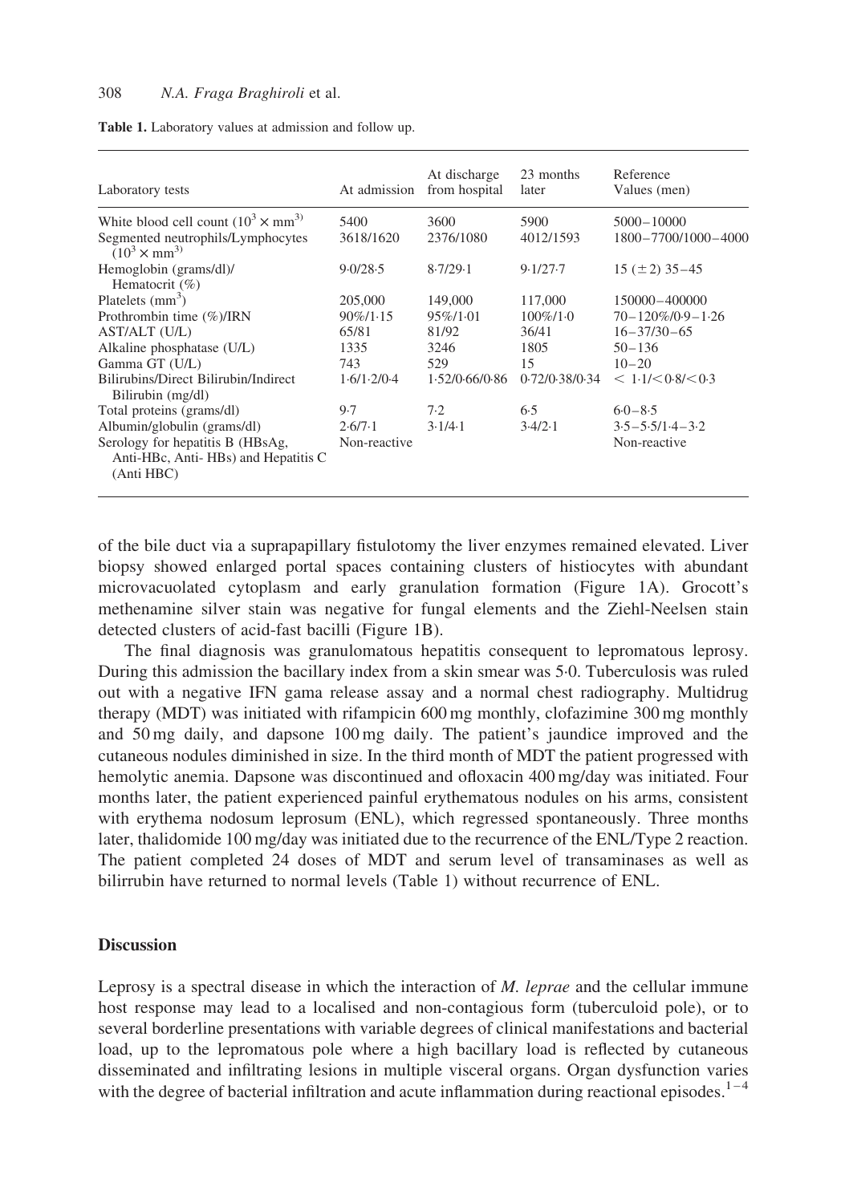**Table 1.** Laboratory values at admission and follow up.

| Laboratory tests | At admission | At discharge from hospital | 23 months later | Reference Values (men) |
|---|---|---|---|---|
| White blood cell count ($10^3 \times mm^{3)}$) | 5400 | 3600 | 5900 | 5000–10000 |
| Segmented neutrophils/Lymphocytes ($10^3 \times mm^{3)}$) | 3618/1620 | 2376/1080 | 4012/1593 | 1800–7700/1000–4000 |
| Hemoglobin (grams/dl)/ Hematocrit (%) | 9·0/28·5 | 8·7/29·1 | 9·1/27·7 | 15 (± 2) 35–45 |
| Platelets ($mm^3$) | 205,000 | 149,000 | 117,000 | 150000–400000 |
| Prothrombin time (%)/IRN | 90%/1·15 | 95%/1·01 | 100%/1·0 | 70–120%/0·9–1·26 |
| AST/ALT (U/L) | 65/81 | 81/92 | 36/41 | 16–37/30–65 |
| Alkaline phosphatase (U/L) | 1335 | 3246 | 1805 | 50–136 |
| Gamma GT (U/L) | 743 | 529 | 15 | 10–20 |
| Bilirubins/Direct Bilirubin/Indirect Bilirubin (mg/dl) | 1·6/1·2/0·4 | 1·52/0·66/0·86 | 0·72/0·38/0·34 | < 1·1/< 0·8/< 0·3 |
| Total proteins (grams/dl) | 9·7 | 7·2 | 6·5 | 6·0–8·5 |
| Albumin/globulin (grams/dl) | 2·6/7·1 | 3·1/4·1 | 3·4/2·1 | 3·5–5·5/1·4–3·2 |
| Serology for hepatitis B (HBsAg, Anti-HBc, Anti- HBs) and Hepatitis C (Anti HBC) | Non-reactive | | | Non-reactive |

of the bile duct via a suprapapillary fistulotomy the liver enzymes remained elevated. Liver biopsy showed enlarged portal spaces containing clusters of histiocytes with abundant microvacuolated cytoplasm and early granulation formation (Figure 1A). Grocott's methenamine silver stain was negative for fungal elements and the Ziehl-Neelsen stain detected clusters of acid-fast bacilli (Figure 1B).

The final diagnosis was granulomatous hepatitis consequent to lepromatous leprosy. During this admission the bacillary index from a skin smear was 5·0. Tuberculosis was ruled out with a negative IFN gama release assay and a normal chest radiography. Multidrug therapy (MDT) was initiated with rifampicin 600 mg monthly, clofazimine 300 mg monthly and 50 mg daily, and dapsone 100 mg daily. The patient's jaundice improved and the cutaneous nodules diminished in size. In the third month of MDT the patient progressed with hemolytic anemia. Dapsone was discontinued and ofloxacin 400 mg/day was initiated. Four months later, the patient experienced painful erythematous nodules on his arms, consistent with erythema nodosum leprosum (ENL), which regressed spontaneously. Three months later, thalidomide 100 mg/day was initiated due to the recurrence of the ENL/Type 2 reaction. The patient completed 24 doses of MDT and serum level of transaminases as well as bilirrubin have returned to normal levels (Table 1) without recurrence of ENL.

## Discussion

Leprosy is a spectral disease in which the interaction of *M. leprae* and the cellular immune host response may lead to a localised and non-contagious form (tuberculoid pole), or to several borderline presentations with variable degrees of clinical manifestations and bacterial load, up to the lepromatous pole where a high bacillary load is reflected by cutaneous disseminated and infiltrating lesions in multiple visceral organs. Organ dysfunction varies with the degree of bacterial infiltration and acute inflammation during reactional episodes.[1–4]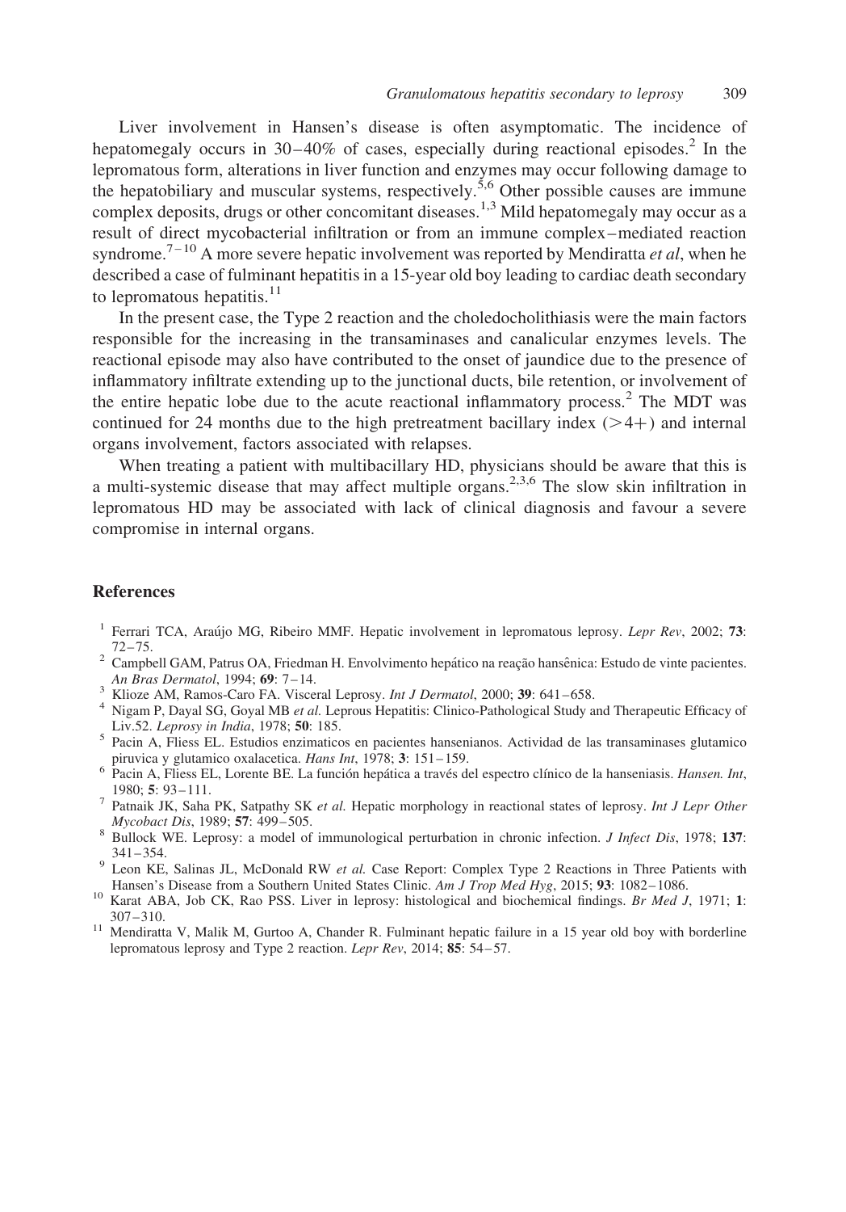Liver involvement in Hansen's disease is often asymptomatic. The incidence of hepatomegaly occurs in 30–40% of cases, especially during reactional episodes.[2] In the lepromatous form, alterations in liver function and enzymes may occur following damage to the hepatobiliary and muscular systems, respectively.[5,6] Other possible causes are immune complex deposits, drugs or other concomitant diseases.[1,3] Mild hepatomegaly may occur as a result of direct mycobacterial infiltration or from an immune complex–mediated reaction syndrome.[7–10] A more severe hepatic involvement was reported by Mendiratta *et al*, when he described a case of fulminant hepatitis in a 15-year old boy leading to cardiac death secondary to lepromatous hepatitis.[11]

In the present case, the Type 2 reaction and the choledocholithiasis were the main factors responsible for the increasing in the transaminases and canalicular enzymes levels. The reactional episode may also have contributed to the onset of jaundice due to the presence of inflammatory infiltrate extending up to the junctional ducts, bile retention, or involvement of the entire hepatic lobe due to the acute reactional inflammatory process.[2] The MDT was continued for 24 months due to the high pretreatment bacillary index (>4+) and internal organs involvement, factors associated with relapses.

When treating a patient with multibacillary HD, physicians should be aware that this is a multi-systemic disease that may affect multiple organs.[2,3,6] The slow skin infiltration in lepromatous HD may be associated with lack of clinical diagnosis and favour a severe compromise in internal organs.

## References

1. Ferrari TCA, Araújo MG, Ribeiro MMF. Hepatic involvement in lepromatous leprosy. *Lepr Rev*, 2002; **73**: 72–75.
2. Campbell GAM, Patrus OA, Friedman H. Envolvimento hepático na reação hansênica: Estudo de vinte pacientes. *An Bras Dermatol*, 1994; **69**: 7–14.
3. Klioze AM, Ramos-Caro FA. Visceral Leprosy. *Int J Dermatol*, 2000; **39**: 641–658.
4. Nigam P, Dayal SG, Goyal MB *et al.* Leprous Hepatitis: Clinico-Pathological Study and Therapeutic Efficacy of Liv.52. *Leprosy in India*, 1978; **50**: 185.
5. Pacin A, Fliess EL. Estudios enzimaticos en pacientes hansenianos. Actividad de las transaminases glutamico piruvica y glutamico oxalacetica. *Hans Int*, 1978; **3**: 151–159.
6. Pacin A, Fliess EL, Lorente BE. La función hepática a través del espectro clínico de la hanseniasis. *Hansen. Int*, 1980; **5**: 93–111.
7. Patnaik JK, Saha PK, Satpathy SK *et al.* Hepatic morphology in reactional states of leprosy. *Int J Lepr Other Mycobact Dis*, 1989; **57**: 499–505.
8. Bullock WE. Leprosy: a model of immunological perturbation in chronic infection. *J Infect Dis*, 1978; **137**: 341–354.
9. Leon KE, Salinas JL, McDonald RW *et al.* Case Report: Complex Type 2 Reactions in Three Patients with Hansen's Disease from a Southern United States Clinic. *Am J Trop Med Hyg*, 2015; **93**: 1082–1086.
10. Karat ABA, Job CK, Rao PSS. Liver in leprosy: histological and biochemical findings. *Br Med J*, 1971; **1**: 307–310.
11. Mendiratta V, Malik M, Gurtoo A, Chander R. Fulminant hepatic failure in a 15 year old boy with borderline lepromatous leprosy and Type 2 reaction. *Lepr Rev*, 2014; **85**: 54–57.